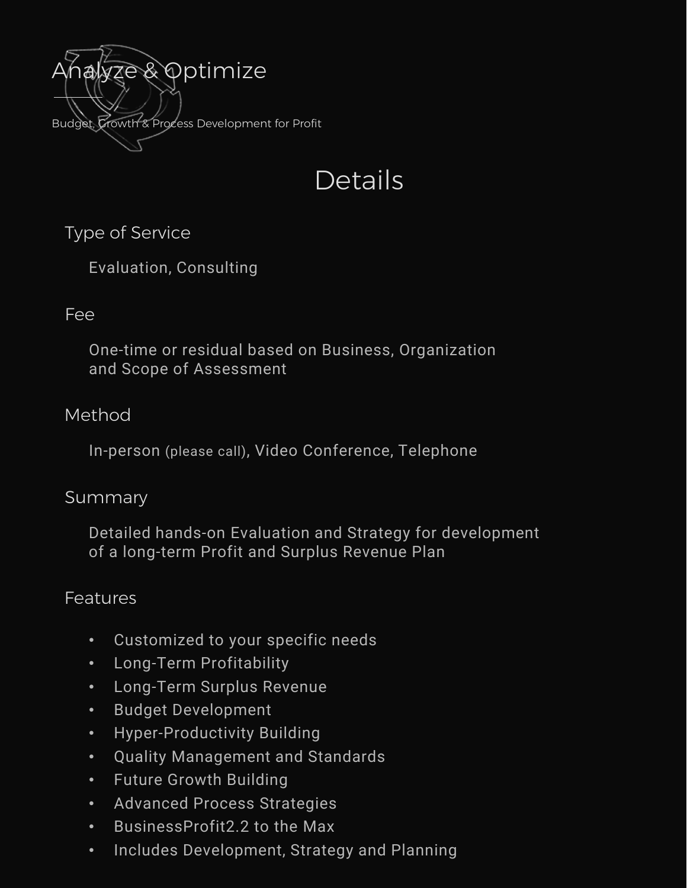# Analyze & Optimize

Budget, Growth & Process Development for Profit

## Details

### Type of Service

Evaluation, Consulting

### Fee

One-time or residual based on Business, Organization and Scope of Assessment

### Method

In-person (please call), Video Conference, Telephone

### Summary

Detailed hands-on Evaluation and Strategy for development of a long-term Profit and Surplus Revenue Plan

### Features

- Customized to your specific needs
- Long-Term Profitability
- Long-Term Surplus Revenue
- Budget Development
- Hyper-Productivity Building
- Quality Management and Standards
- Future Growth Building
- Advanced Process Strategies
- BusinessProfit2.2 to the Max
- Includes Development, Strategy and Planning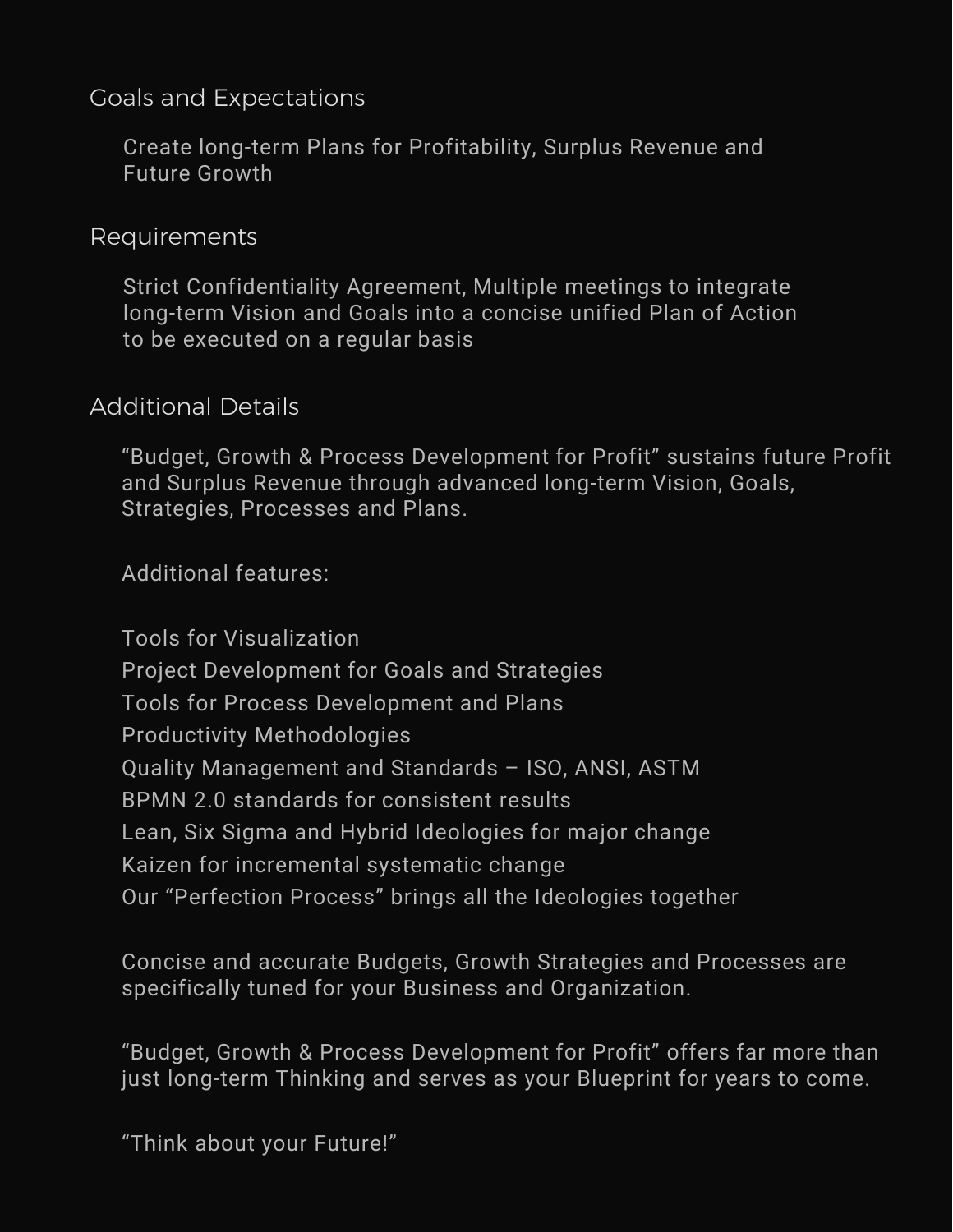## Goals and Expectations

Create long-term Plans for Profitability, Surplus Revenue and Future Growth

## Requirements

Strict Confidentiality Agreement, Multiple meetings to integrate long-term Vision and Goals into a concise unified Plan of Action to be executed on a regular basis

## Additional Details

"Budget, Growth & Process Development for Profit" sustains future Profit and Surplus Revenue through advanced long-term Vision, Goals, Strategies, Processes and Plans.

Additional features:

Tools for Visualization
Project Development for Goals and Strategies
Tools for Process Development and Plans
Productivity Methodologies
Quality Management and Standards – ISO, ANSI, ASTM
BPMN 2.0 standards for consistent results
Lean, Six Sigma and Hybrid Ideologies for major change
Kaizen for incremental systematic change
Our "Perfection Process" brings all the Ideologies together

Concise and accurate Budgets, Growth Strategies and Processes are specifically tuned for your Business and Organization.

"Budget, Growth & Process Development for Profit" offers far more than just long-term Thinking and serves as your Blueprint for years to come.

"Think about your Future!"